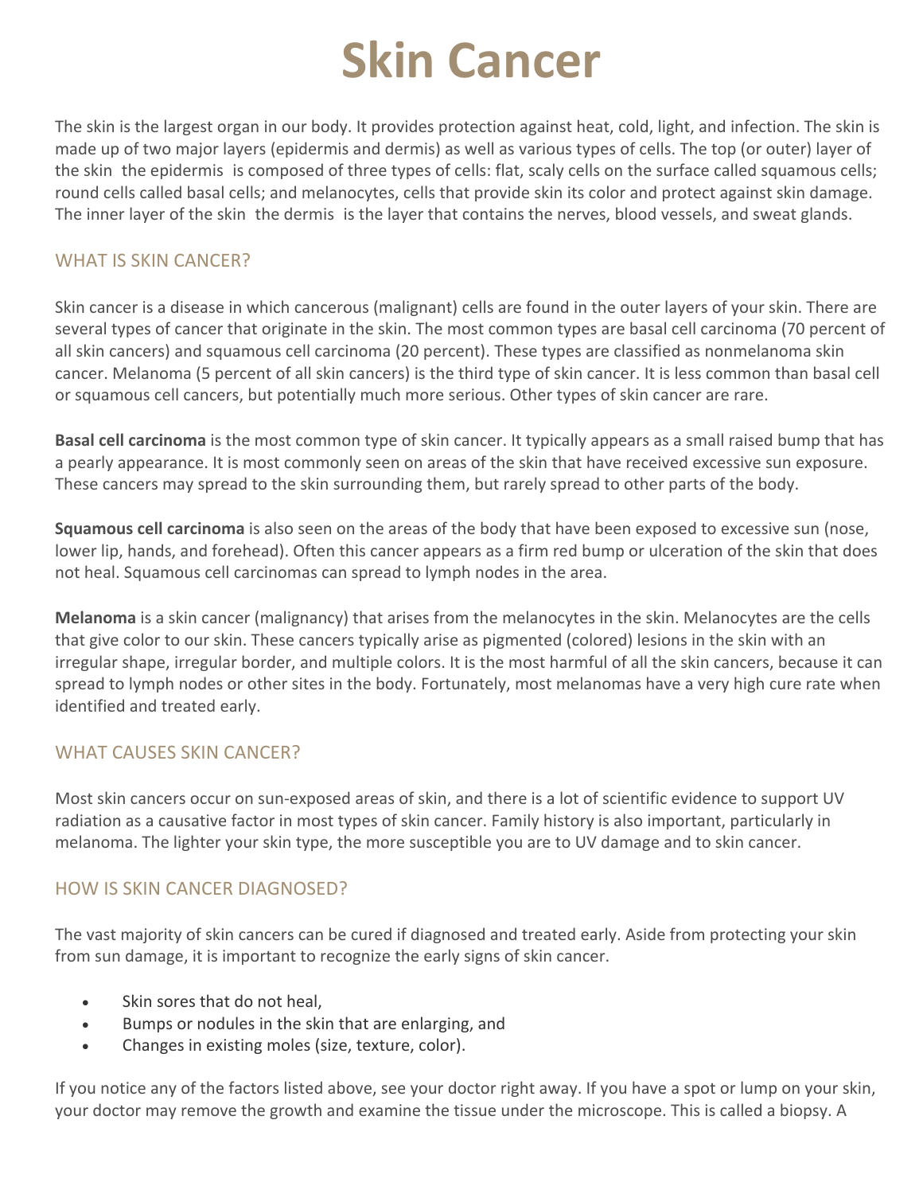# Skin Cancer

The skin is the largest organ in our body. It provides protection against heat, cold, light, and infection. The skin is made up of two major layers (epidermis and dermis) as well as various types of cells. The top (or outer) layer of the skin the epidermis is composed of three types of cells: flat, scaly cells on the surface called squamous cells; round cells called basal cells; and melanocytes, cells that provide skin its color and protect against skin damage. The inner layer of the skin the dermis is the layer that contains the nerves, blood vessels, and sweat glands.

## WHAT IS SKIN CANCER?

Skin cancer is a disease in which cancerous (malignant) cells are found in the outer layers of your skin. There are several types of cancer that originate in the skin. The most common types are basal cell carcinoma (70 percent of all skin cancers) and squamous cell carcinoma (20 percent). These types are classified as nonmelanoma skin cancer. Melanoma (5 percent of all skin cancers) is the third type of skin cancer. It is less common than basal cell or squamous cell cancers, but potentially much more serious. Other types of skin cancer are rare.

**Basal cell carcinoma** is the most common type of skin cancer. It typically appears as a small raised bump that has a pearly appearance. It is most commonly seen on areas of the skin that have received excessive sun exposure. These cancers may spread to the skin surrounding them, but rarely spread to other parts of the body.

**Squamous cell carcinoma** is also seen on the areas of the body that have been exposed to excessive sun (nose, lower lip, hands, and forehead). Often this cancer appears as a firm red bump or ulceration of the skin that does not heal. Squamous cell carcinomas can spread to lymph nodes in the area.

**Melanoma** is a skin cancer (malignancy) that arises from the melanocytes in the skin. Melanocytes are the cells that give color to our skin. These cancers typically arise as pigmented (colored) lesions in the skin with an irregular shape, irregular border, and multiple colors. It is the most harmful of all the skin cancers, because it can spread to lymph nodes or other sites in the body. Fortunately, most melanomas have a very high cure rate when identified and treated early.

## WHAT CAUSES SKIN CANCER?

Most skin cancers occur on sun-exposed areas of skin, and there is a lot of scientific evidence to support UV radiation as a causative factor in most types of skin cancer. Family history is also important, particularly in melanoma. The lighter your skin type, the more susceptible you are to UV damage and to skin cancer.

## HOW IS SKIN CANCER DIAGNOSED?

The vast majority of skin cancers can be cured if diagnosed and treated early. Aside from protecting your skin from sun damage, it is important to recognize the early signs of skin cancer.

- Skin sores that do not heal,
- Bumps or nodules in the skin that are enlarging, and
- Changes in existing moles (size, texture, color).

If you notice any of the factors listed above, see your doctor right away. If you have a spot or lump on your skin, your doctor may remove the growth and examine the tissue under the microscope. This is called a biopsy. A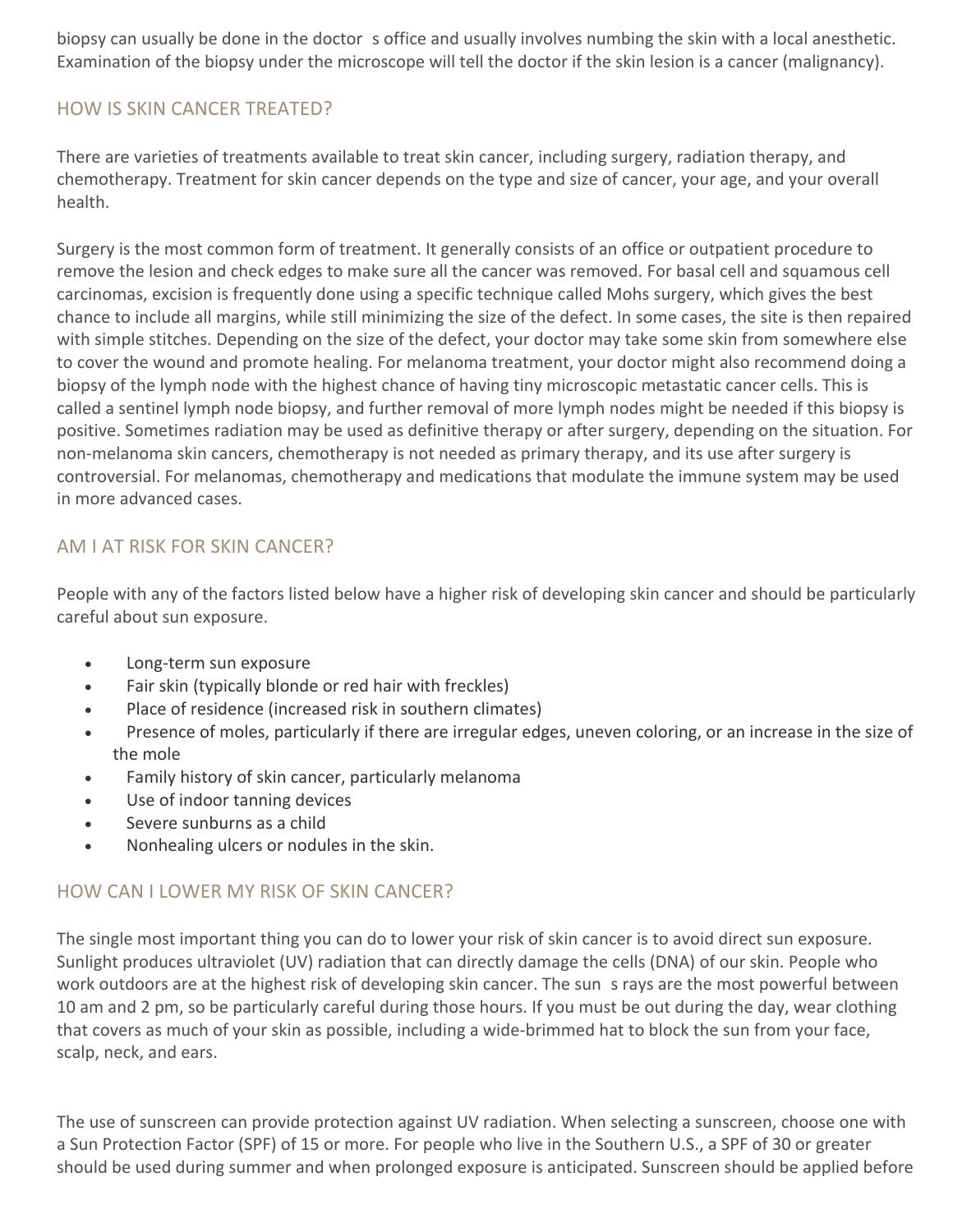biopsy can usually be done in the doctor s office and usually involves numbing the skin with a local anesthetic. Examination of the biopsy under the microscope will tell the doctor if the skin lesion is a cancer (malignancy).

## HOW IS SKIN CANCER TREATED?

There are varieties of treatments available to treat skin cancer, including surgery, radiation therapy, and chemotherapy. Treatment for skin cancer depends on the type and size of cancer, your age, and your overall health.

Surgery is the most common form of treatment. It generally consists of an office or outpatient procedure to remove the lesion and check edges to make sure all the cancer was removed. For basal cell and squamous cell carcinomas, excision is frequently done using a specific technique called Mohs surgery, which gives the best chance to include all margins, while still minimizing the size of the defect. In some cases, the site is then repaired with simple stitches. Depending on the size of the defect, your doctor may take some skin from somewhere else to cover the wound and promote healing. For melanoma treatment, your doctor might also recommend doing a biopsy of the lymph node with the highest chance of having tiny microscopic metastatic cancer cells. This is called a sentinel lymph node biopsy, and further removal of more lymph nodes might be needed if this biopsy is positive. Sometimes radiation may be used as definitive therapy or after surgery, depending on the situation. For non-melanoma skin cancers, chemotherapy is not needed as primary therapy, and its use after surgery is controversial. For melanomas, chemotherapy and medications that modulate the immune system may be used in more advanced cases.

## AM I AT RISK FOR SKIN CANCER?

People with any of the factors listed below have a higher risk of developing skin cancer and should be particularly careful about sun exposure.

- Long-term sun exposure
- Fair skin (typically blonde or red hair with freckles)
- Place of residence (increased risk in southern climates)
- Presence of moles, particularly if there are irregular edges, uneven coloring, or an increase in the size of the mole
- Family history of skin cancer, particularly melanoma
- Use of indoor tanning devices
- Severe sunburns as a child
- Nonhealing ulcers or nodules in the skin.

## HOW CAN I LOWER MY RISK OF SKIN CANCER?

The single most important thing you can do to lower your risk of skin cancer is to avoid direct sun exposure. Sunlight produces ultraviolet (UV) radiation that can directly damage the cells (DNA) of our skin. People who work outdoors are at the highest risk of developing skin cancer. The sun s rays are the most powerful between 10 am and 2 pm, so be particularly careful during those hours. If you must be out during the day, wear clothing that covers as much of your skin as possible, including a wide-brimmed hat to block the sun from your face, scalp, neck, and ears.

The use of sunscreen can provide protection against UV radiation. When selecting a sunscreen, choose one with a Sun Protection Factor (SPF) of 15 or more. For people who live in the Southern U.S., a SPF of 30 or greater should be used during summer and when prolonged exposure is anticipated. Sunscreen should be applied before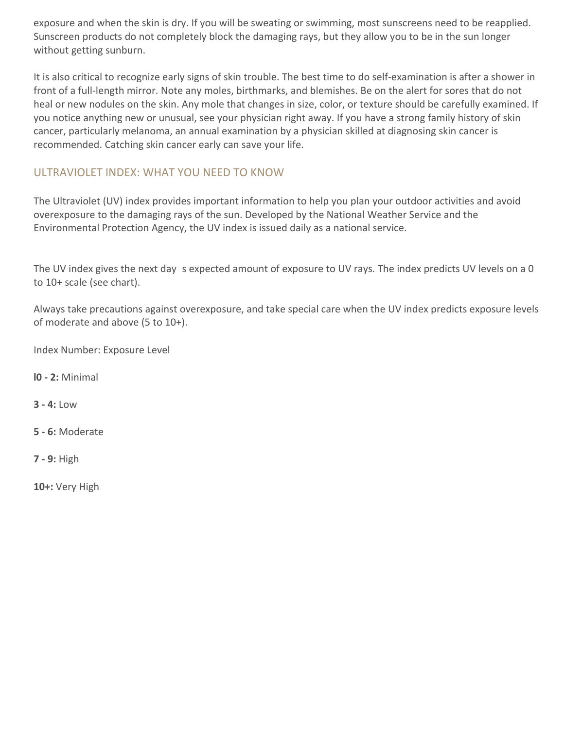exposure and when the skin is dry. If you will be sweating or swimming, most sunscreens need to be reapplied. Sunscreen products do not completely block the damaging rays, but they allow you to be in the sun longer without getting sunburn.

It is also critical to recognize early signs of skin trouble. The best time to do self-examination is after a shower in front of a full-length mirror. Note any moles, birthmarks, and blemishes. Be on the alert for sores that do not heal or new nodules on the skin. Any mole that changes in size, color, or texture should be carefully examined. If you notice anything new or unusual, see your physician right away. If you have a strong family history of skin cancer, particularly melanoma, an annual examination by a physician skilled at diagnosing skin cancer is recommended. Catching skin cancer early can save your life.

## ULTRAVIOLET INDEX: WHAT YOU NEED TO KNOW

The Ultraviolet (UV) index provides important information to help you plan your outdoor activities and avoid overexposure to the damaging rays of the sun. Developed by the National Weather Service and the Environmental Protection Agency, the UV index is issued daily as a national service.

The UV index gives the next day s expected amount of exposure to UV rays. The index predicts UV levels on a 0 to 10+ scale (see chart).

Always take precautions against overexposure, and take special care when the UV index predicts exposure levels of moderate and above (5 to 10+).

Index Number: Exposure Level

**l0 - 2:** Minimal

**3 - 4:** Low

**5 - 6:** Moderate

**7 - 9:** High

**10+:** Very High